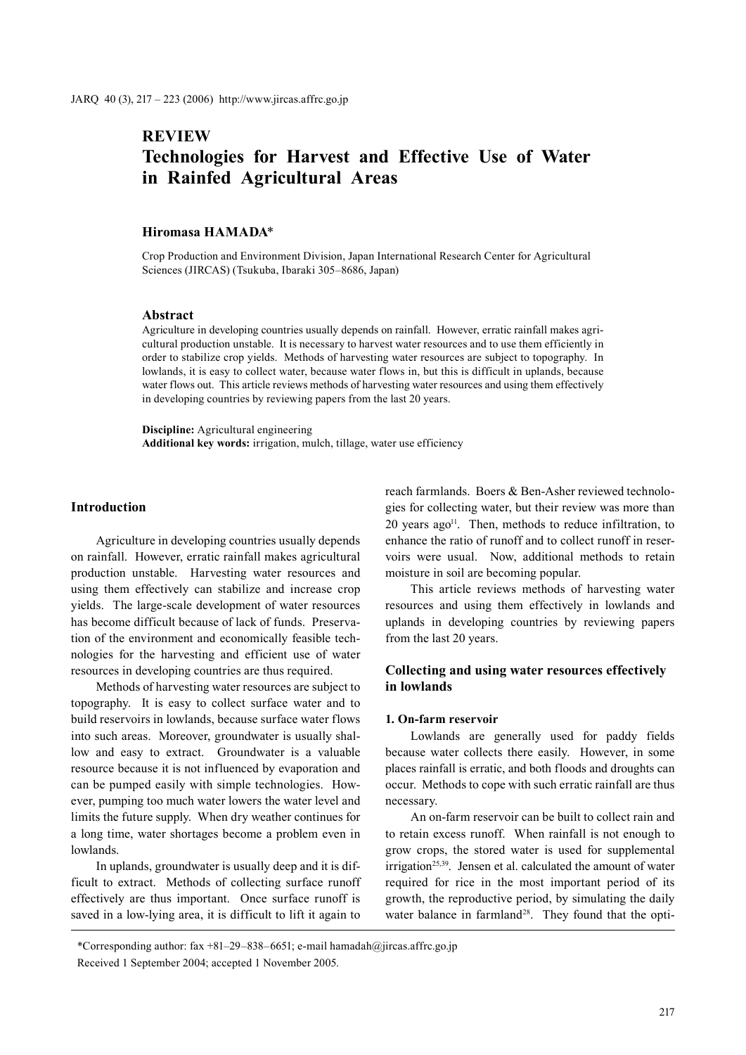REVIEW

# Technologies for Harvest and Effective Use of Water in Rainfed Agricultural Areas

**Hiromasa HAMADA***

Crop Production and Environment Division, Japan International Research Center for Agricultural Sciences (JIRCAS) (Tsukuba, Ibaraki 305–8686, Japan)

### Abstract

Agriculture in developing countries usually depends on rainfall. However, erratic rainfall makes agricultural production unstable. It is necessary to harvest water resources and to use them efficiently in order to stabilize crop yields. Methods of harvesting water resources are subject to topography. In lowlands, it is easy to collect water, because water flows in, but this is difficult in uplands, because water flows out. This article reviews methods of harvesting water resources and using them effectively in developing countries by reviewing papers from the last 20 years.

**Discipline:** Agricultural engineering
**Additional key words:** irrigation, mulch, tillage, water use efficiency

## Introduction

Agriculture in developing countries usually depends on rainfall. However, erratic rainfall makes agricultural production unstable. Harvesting water resources and using them effectively can stabilize and increase crop yields. The large-scale development of water resources has become difficult because of lack of funds. Preservation of the environment and economically feasible technologies for the harvesting and efficient use of water resources in developing countries are thus required.

Methods of harvesting water resources are subject to topography. It is easy to collect surface water and to build reservoirs in lowlands, because surface water flows into such areas. Moreover, groundwater is usually shallow and easy to extract. Groundwater is a valuable resource because it is not influenced by evaporation and can be pumped easily with simple technologies. However, pumping too much water lowers the water level and limits the future supply. When dry weather continues for a long time, water shortages become a problem even in lowlands.

In uplands, groundwater is usually deep and it is difficult to extract. Methods of collecting surface runoff effectively are thus important. Once surface runoff is saved in a low-lying area, it is difficult to lift it again to reach farmlands. Boers & Ben-Asher reviewed technologies for collecting water, but their review was more than 20 years ago[11]. Then, methods to reduce infiltration, to enhance the ratio of runoff and to collect runoff in reservoirs were usual. Now, additional methods to retain moisture in soil are becoming popular.

This article reviews methods of harvesting water resources and using them effectively in lowlands and uplands in developing countries by reviewing papers from the last 20 years.

## Collecting and using water resources effectively in lowlands

### 1. On-farm reservoir

Lowlands are generally used for paddy fields because water collects there easily. However, in some places rainfall is erratic, and both floods and droughts can occur. Methods to cope with such erratic rainfall are thus necessary.

An on-farm reservoir can be built to collect rain and to retain excess runoff. When rainfall is not enough to grow crops, the stored water is used for supplemental irrigation[25,39]. Jensen et al. calculated the amount of water required for rice in the most important period of its growth, the reproductive period, by simulating the daily water balance in farmland[28]. They found that the opti-

*Corresponding author: fax +81–29–838–6651; e-mail hamadah@jircas.affrc.go.jp
Received 1 September 2004; accepted 1 November 2005.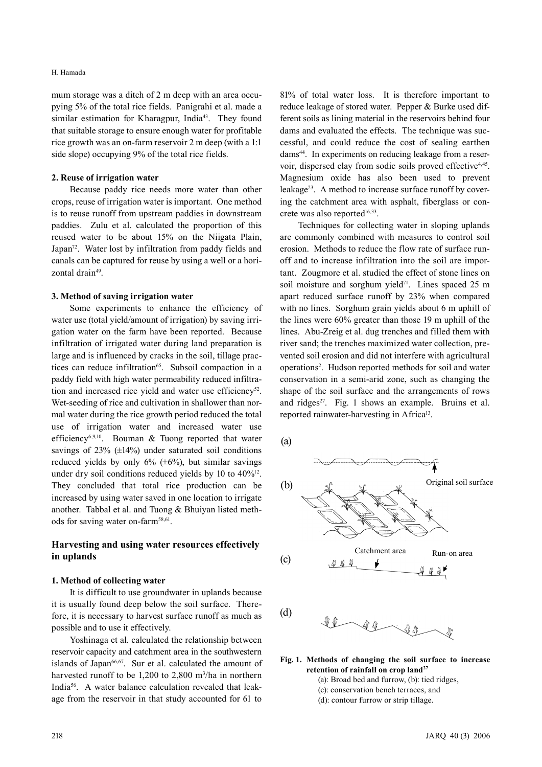mum storage was a ditch of 2 m deep with an area occupying 5% of the total rice fields. Panigrahi et al. made a similar estimation for Kharagpur, India[43]. They found that suitable storage to ensure enough water for profitable rice growth was an on-farm reservoir 2 m deep (with a 1:1 side slope) occupying 9% of the total rice fields.

### 2. Reuse of irrigation water

Because paddy rice needs more water than other crops, reuse of irrigation water is important. One method is to reuse runoff from upstream paddies in downstream paddies. Zulu et al. calculated the proportion of this reused water to be about 15% on the Niigata Plain, Japan[72]. Water lost by infiltration from paddy fields and canals can be captured for reuse by using a well or a horizontal drain[49].

### 3. Method of saving irrigation water

Some experiments to enhance the efficiency of water use (total yield/amount of irrigation) by saving irrigation water on the farm have been reported. Because infiltration of irrigated water during land preparation is large and is influenced by cracks in the soil, tillage practices can reduce infiltration[65]. Subsoil compaction in a paddy field with high water permeability reduced infiltration and increased rice yield and water use efficiency[52]. Wet-seeding of rice and cultivation in shallower than normal water during the rice growth period reduced the total use of irrigation water and increased water use efficiency[6,9,10]. Bouman & Tuong reported that water savings of 23% (±14%) under saturated soil conditions reduced yields by only 6% (±6%), but similar savings under dry soil conditions reduced yields by 10 to 40%[12]. They concluded that total rice production can be increased by using water saved in one location to irrigate another. Tabbal et al. and Tuong & Bhuiyan listed methods for saving water on-farm[58,61].

## Harvesting and using water resources effectively in uplands

### 1. Method of collecting water

It is difficult to use groundwater in uplands because it is usually found deep below the soil surface. Therefore, it is necessary to harvest surface runoff as much as possible and to use it effectively.

Yoshinaga et al. calculated the relationship between reservoir capacity and catchment area in the southwestern islands of Japan[66,67]. Sur et al. calculated the amount of harvested runoff to be 1,200 to 2,800 $m^3$/ha in northern India[56]. A water balance calculation revealed that leakage from the reservoir in that study accounted for 61 to 81% of total water loss. It is therefore important to reduce leakage of stored water. Pepper & Burke used different soils as lining material in the reservoirs behind four dams and evaluated the effects. The technique was successful, and could reduce the cost of sealing earthen dams[44]. In experiments on reducing leakage from a reservoir, dispersed clay from sodic soils proved effective[4,45]. Magnesium oxide has also been used to prevent leakage[23]. A method to increase surface runoff by covering the catchment area with asphalt, fiberglass or concrete was also reported[16,33].

Techniques for collecting water in sloping uplands are commonly combined with measures to control soil erosion. Methods to reduce the flow rate of surface runoff and to increase infiltration into the soil are important. Zougmore et al. studied the effect of stone lines on soil moisture and sorghum yield[71]. Lines spaced 25 m apart reduced surface runoff by 23% when compared with no lines. Sorghum grain yields about 6 m uphill of the lines were 60% greater than those 19 m uphill of the lines. Abu-Zreig et al. dug trenches and filled them with river sand; the trenches maximized water collection, prevented soil erosion and did not interfere with agricultural operations[2]. Hudson reported methods for soil and water conservation in a semi-arid zone, such as changing the shape of the soil surface and the arrangements of rows and ridges[27]. Fig. 1 shows an example. Bruins et al. reported rainwater-harvesting in Africa[13].

(a)

(b) Original soil surface

(c) Catchment area / Run-on area

(d)

**Fig. 1. Methods of changing the soil surface to increase retention of rainfall on crop land[27]**

(a): Broad bed and furrow, (b): tied ridges,
(c): conservation bench terraces, and
(d): contour furrow or strip tillage.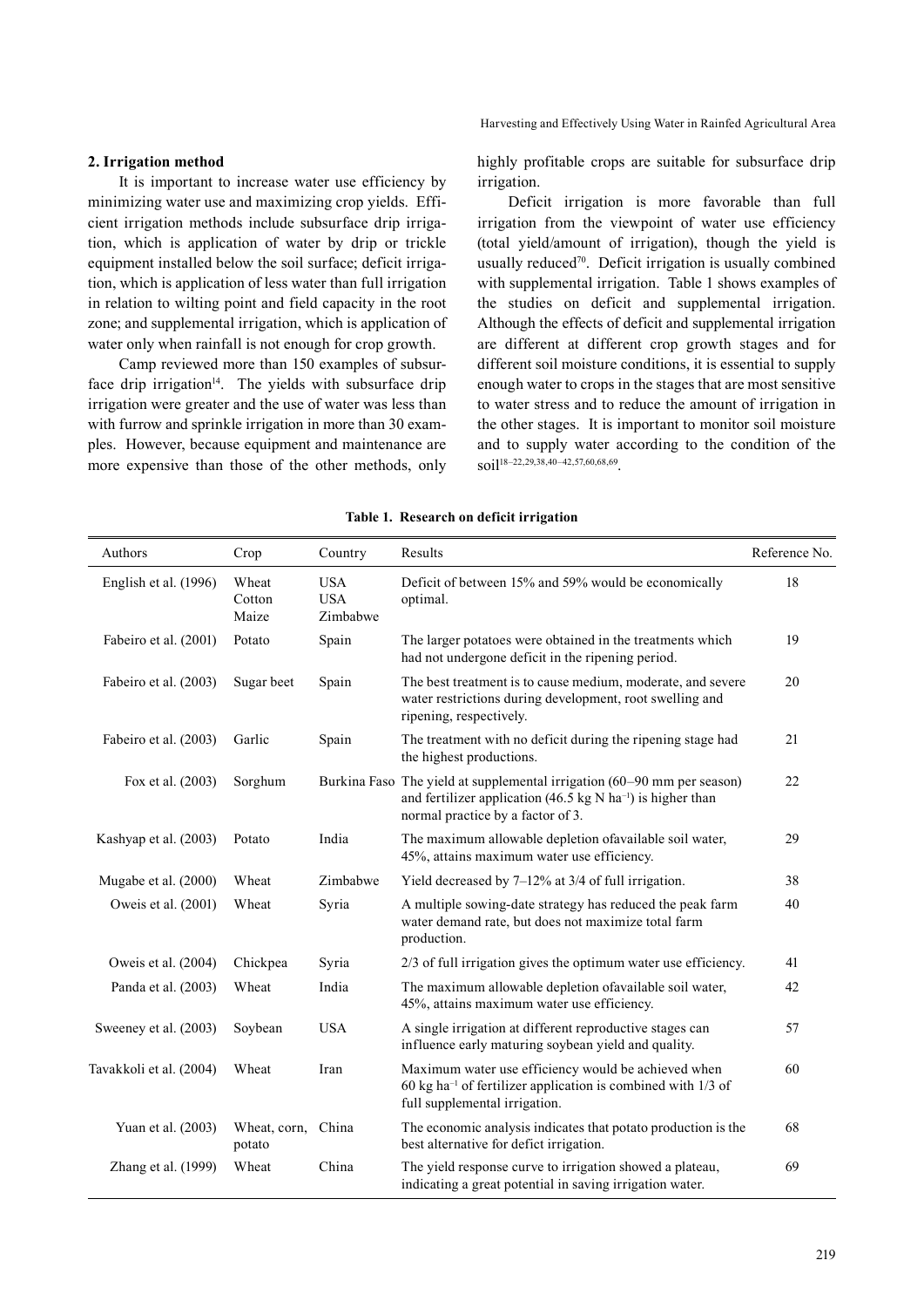## 2. Irrigation method

It is important to increase water use efficiency by minimizing water use and maximizing crop yields. Efficient irrigation methods include subsurface drip irrigation, which is application of water by drip or trickle equipment installed below the soil surface; deficit irrigation, which is application of less water than full irrigation in relation to wilting point and field capacity in the root zone; and supplemental irrigation, which is application of water only when rainfall is not enough for crop growth.

Camp reviewed more than 150 examples of subsurface drip irrigation[14]. The yields with subsurface drip irrigation were greater and the use of water was less than with furrow and sprinkle irrigation in more than 30 examples. However, because equipment and maintenance are more expensive than those of the other methods, only highly profitable crops are suitable for subsurface drip irrigation.

Deficit irrigation is more favorable than full irrigation from the viewpoint of water use efficiency (total yield/amount of irrigation), though the yield is usually reduced[70]. Deficit irrigation is usually combined with supplemental irrigation. Table 1 shows examples of the studies on deficit and supplemental irrigation. Although the effects of deficit and supplemental irrigation are different at different crop growth stages and for different soil moisture conditions, it is essential to supply enough water to crops in the stages that are most sensitive to water stress and to reduce the amount of irrigation in the other stages. It is important to monitor soil moisture and to supply water according to the condition of the soil[18–22,29,38,40–42,57,60,68,69].

**Table 1. Research on deficit irrigation**

| Authors | Crop | Country | Results | Reference No. |
|---|---|---|---|---|
| English et al. (1996) | Wheat<br>Cotton<br>Maize | USA<br>USA<br>Zimbabwe | Deficit of between 15% and 59% would be economically optimal. | 18 |
| Fabeiro et al. (2001) | Potato | Spain | The larger potatoes were obtained in the treatments which had not undergone deficit in the ripening period. | 19 |
| Fabeiro et al. (2003) | Sugar beet | Spain | The best treatment is to cause medium, moderate, and severe water restrictions during development, root swelling and ripening, respectively. | 20 |
| Fabeiro et al. (2003) | Garlic | Spain | The treatment with no deficit during the ripening stage had the highest productions. | 21 |
| Fox et al. (2003) | Sorghum | Burkina Faso | The yield at supplemental irrigation (60–90 mm per season) and fertilizer application (46.5 kg N $ha^{-1}$) is higher than normal practice by a factor of 3. | 22 |
| Kashyap et al. (2003) | Potato | India | The maximum allowable depletion ofavailable soil water, 45%, attains maximum water use efficiency. | 29 |
| Mugabe et al. (2000) | Wheat | Zimbabwe | Yield decreased by 7–12% at 3/4 of full irrigation. | 38 |
| Oweis et al. (2001) | Wheat | Syria | A multiple sowing-date strategy has reduced the peak farm water demand rate, but does not maximize total farm production. | 40 |
| Oweis et al. (2004) | Chickpea | Syria | 2/3 of full irrigation gives the optimum water use efficiency. | 41 |
| Panda et al. (2003) | Wheat | India | The maximum allowable depletion ofavailable soil water, 45%, attains maximum water use efficiency. | 42 |
| Sweeney et al. (2003) | Soybean | USA | A single irrigation at different reproductive stages can influence early maturing soybean yield and quality. | 57 |
| Tavakkoli et al. (2004) | Wheat | Iran | Maximum water use efficiency would be achieved when 60 kg $ha^{-1}$ of fertilizer application is combined with 1/3 of full supplemental irrigation. | 60 |
| Yuan et al. (2003) | Wheat, corn, potato | China | The economic analysis indicates that potato production is the best alternative for deficit irrigation. | 68 |
| Zhang et al. (1999) | Wheat | China | The yield response curve to irrigation showed a plateau, indicating a great potential in saving irrigation water. | 69 |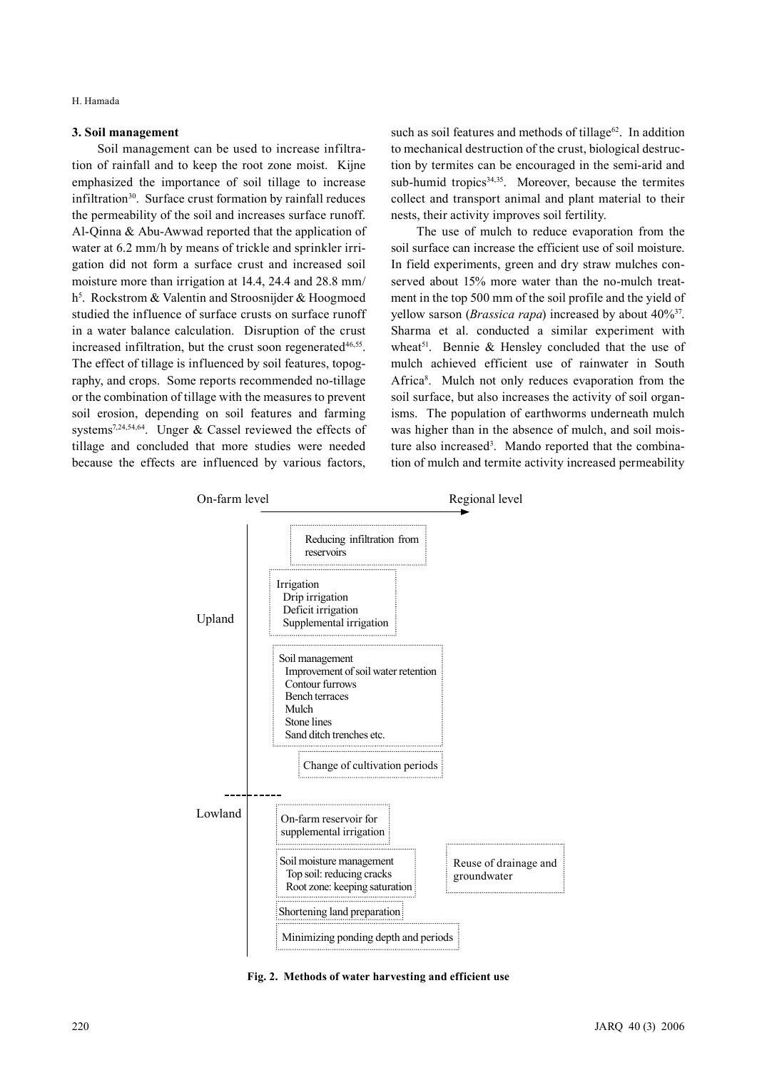### 3. Soil management

Soil management can be used to increase infiltration of rainfall and to keep the root zone moist. Kijne emphasized the importance of soil tillage to increase infiltration[30]. Surface crust formation by rainfall reduces the permeability of the soil and increases surface runoff. Al-Qinna & Abu-Awwad reported that the application of water at 6.2 mm/h by means of trickle and sprinkler irrigation did not form a surface crust and increased soil moisture more than irrigation at 14.4, 24.4 and 28.8 mm/h[5]. Rockstrom & Valentin and Stroosnijder & Hoogmoed studied the influence of surface crusts on surface runoff in a water balance calculation. Disruption of the crust increased infiltration, but the crust soon regenerated[46,55]. The effect of tillage is influenced by soil features, topography, and crops. Some reports recommended no-tillage or the combination of tillage with the measures to prevent soil erosion, depending on soil features and farming systems[7,24,54,64]. Unger & Cassel reviewed the effects of tillage and concluded that more studies were needed because the effects are influenced by various factors, such as soil features and methods of tillage[62]. In addition to mechanical destruction of the crust, biological destruction by termites can be encouraged in the semi-arid and sub-humid tropics[34,35]. Moreover, because the termites collect and transport animal and plant material to their nests, their activity improves soil fertility.

The use of mulch to reduce evaporation from the soil surface can increase the efficient use of soil moisture. In field experiments, green and dry straw mulches conserved about 15% more water than the no-mulch treatment in the top 500 mm of the soil profile and the yield of yellow sarson (*Brassica rapa*) increased by about 40%[37]. Sharma et al. conducted a similar experiment with wheat[51]. Bennie & Hensley concluded that the use of mulch achieved efficient use of rainwater in South Africa[8]. Mulch not only reduces evaporation from the soil surface, but also increases the activity of soil organisms. The population of earthworms underneath mulch was higher than in the absence of mulch, and soil moisture also increased[3]. Mando reported that the combination of mulch and termite activity increased permeability

On-farm level → Regional level

**Upland**
- Reducing infiltration from reservoirs
- Irrigation
  - Drip irrigation
  - Deficit irrigation
  - Supplemental irrigation
- Soil management
  - Improvement of soil water retention
  - Contour furrows
  - Bench terraces
  - Mulch
  - Stone lines
  - Sand ditch trenches etc.
- Change of cultivation periods

**Lowland**
- On-farm reservoir for supplemental irrigation
- Soil moisture management
  - Top soil: reducing cracks
  - Root zone: keeping saturation
- Reuse of drainage and groundwater
- Shortening land preparation
- Minimizing ponding depth and periods

**Fig. 2. Methods of water harvesting and efficient use**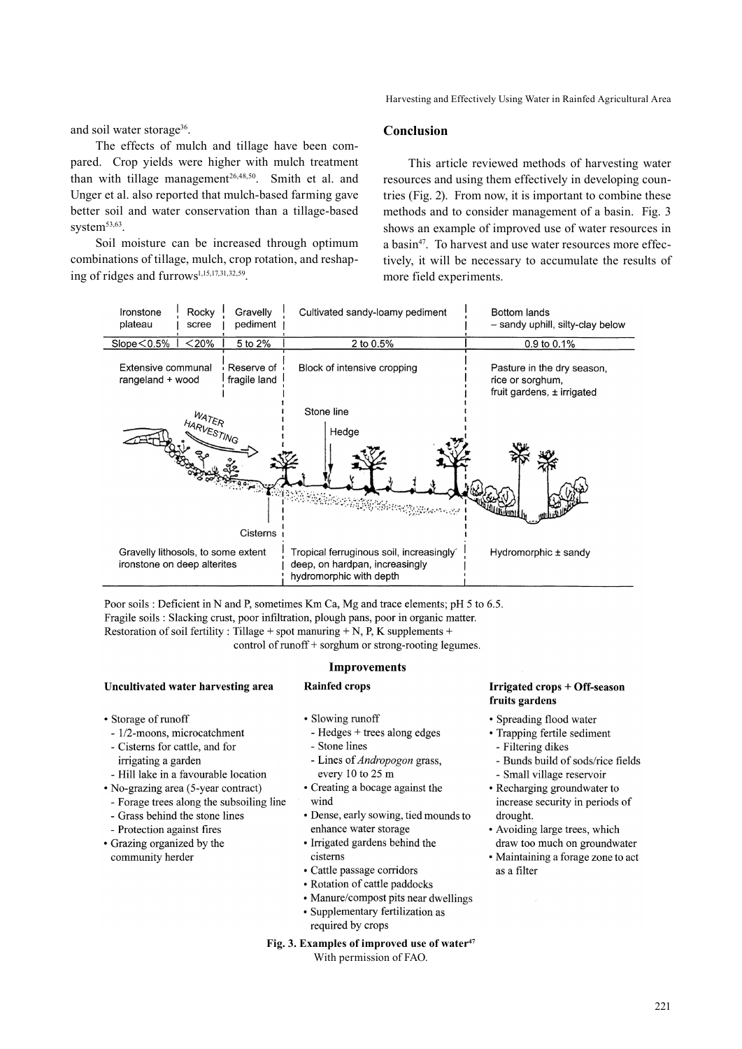and soil water storage[36].

The effects of mulch and tillage have been compared. Crop yields were higher with mulch treatment than with tillage management[26,48,50]. Smith et al. and Unger et al. also reported that mulch-based farming gave better soil and water conservation than a tillage-based system[53,63].

Soil moisture can be increased through optimum combinations of tillage, mulch, crop rotation, and reshaping of ridges and furrows[1,15,17,31,32,59].

## Conclusion

This article reviewed methods of harvesting water resources and using them effectively in developing countries (Fig. 2). From now, it is important to combine these methods and to consider management of a basin. Fig. 3 shows an example of improved use of water resources in a basin[47]. To harvest and use water resources more effectively, it will be necessary to accumulate the results of more field experiments.

| Ironstone plateau | Rocky scree | Gravelly pediment | Cultivated sandy-loamy pediment | Bottom lands – sandy uphill, silty-clay below |
|---|---|---|---|---|
| Slope < 0.5% | < 20% | 5 to 2% | 2 to 0.5% | 0.9 to 0.1% |
| Extensive communal rangeland + wood | | Reserve of fragile land | Block of intensive cropping | Pasture in the dry season, rice or sorghum, fruit gardens, ± irrigated |

WATER HARVESTING

Stone line

Hedge

Cisterns

Gravelly lithosols, to some extent ironstone on deep alterites

Tropical ferruginous soil, increasingly deep, on hardpan, increasingly hydromorphic with depth

Hydromorphic ± sandy

Poor soils : Deficient in N and P, sometimes Km Ca, Mg and trace elements; pH 5 to 6.5.
Fragile soils : Slacking crust, poor infiltration, plough pans, poor in organic matter.
Restoration of soil fertility : Tillage + spot manuring + N, P, K supplements + control of runoff + sorghum or strong-rooting legumes.

**Improvements**

**Uncultivated water harvesting area**

- Storage of runoff
  - 1/2-moons, microcatchment
  - Cisterns for cattle, and for irrigating a garden
  - Hill lake in a favourable location
- No-grazing area (5-year contract)
  - Forage trees along the subsoiling line
  - Grass behind the stone lines
  - Protection against fires
- Grazing organized by the community herder

**Rainfed crops**

- Slowing runoff
  - Hedges + trees along edges
  - Stone lines
  - Lines of *Andropogon* grass, every 10 to 25 m
- Creating a bocage against the wind
- Dense, early sowing, tied mounds to enhance water storage
- Irrigated gardens behind the cisterns
- Cattle passage corridors
- Rotation of cattle paddocks
- Manure/compost pits near dwellings
- Supplementary fertilization as required by crops

**Irrigated crops + Off-season fruits gardens**

- Spreading flood water
- Trapping fertile sediment
  - Filtering dikes
  - Bunds build of sods/rice fields
  - Small village reservoir
- Recharging groundwater to increase security in periods of drought.
- Avoiding large trees, which draw too much on groundwater
- Maintaining a forage zone to act as a filter

**Fig. 3. Examples of improved use of water[47]**
With permission of FAO.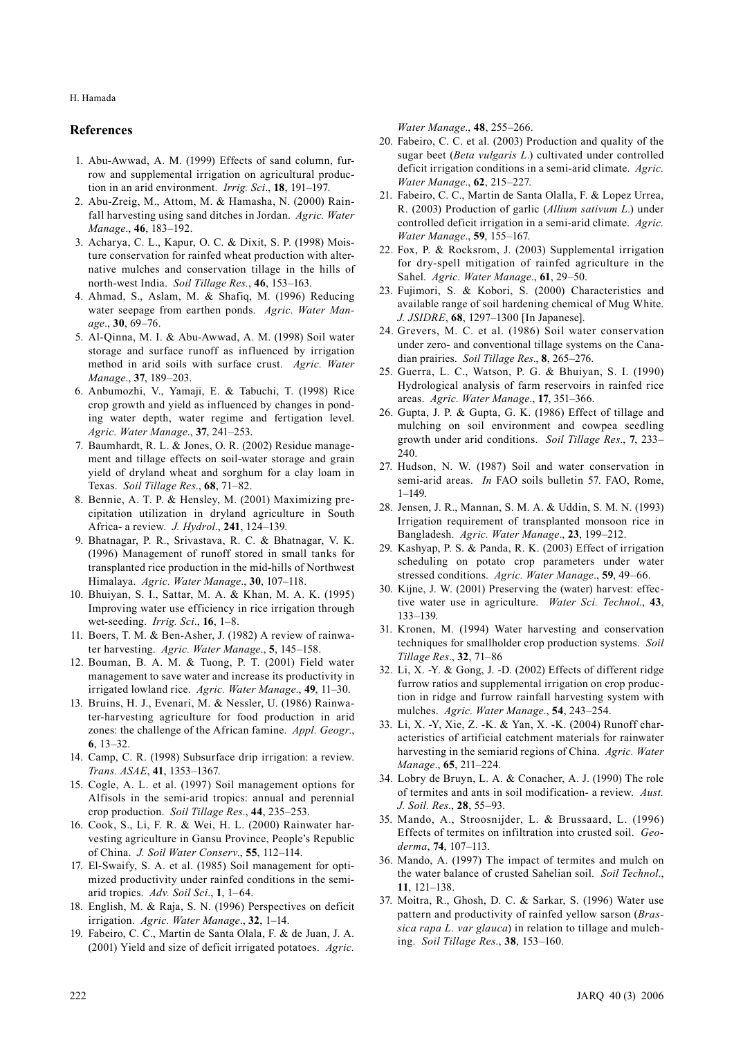## References

1. Abu-Awwad, A. M. (1999) Effects of sand column, furrow and supplemental irrigation on agricultural production in an arid environment. *Irrig. Sci*., **18**, 191–197.
2. Abu-Zreig, M., Attom, M. & Hamasha, N. (2000) Rainfall harvesting using sand ditches in Jordan. *Agric. Water Manage*., **46**, 183–192.
3. Acharya, C. L., Kapur, O. C. & Dixit, S. P. (1998) Moisture conservation for rainfed wheat production with alternative mulches and conservation tillage in the hills of north-west India. *Soil Tillage Res.*, **46**, 153–163.
4. Ahmad, S., Aslam, M. & Shafiq, M. (1996) Reducing water seepage from earthen ponds. *Agric. Water Manage*., **30**, 69–76.
5. Al-Qinna, M. I. & Abu-Awwad, A. M. (1998) Soil water storage and surface runoff as influenced by irrigation method in arid soils with surface crust. *Agric. Water Manage*., **37**, 189–203.
6. Anbumozhi, V., Yamaji, E. & Tabuchi, T. (1998) Rice crop growth and yield as influenced by changes in ponding water depth, water regime and fertigation level. *Agric. Water Manage*., **37**, 241–253.
7. Baumhardt, R. L. & Jones, O. R. (2002) Residue management and tillage effects on soil-water storage and grain yield of dryland wheat and sorghum for a clay loam in Texas. *Soil Tillage Res*., **68**, 71–82.
8. Bennie, A. T. P. & Hensley, M. (2001) Maximizing precipitation utilization in dryland agriculture in South Africa- a review. *J. Hydrol*., **241**, 124–139.
9. Bhatnagar, P. R., Srivastava, R. C. & Bhatnagar, V. K. (1996) Management of runoff stored in small tanks for transplanted rice production in the mid-hills of Northwest Himalaya. *Agric. Water Manage*., **30**, 107–118.
10. Bhuiyan, S. I., Sattar, M. A. & Khan, M. A. K. (1995) Improving water use efficiency in rice irrigation through wet-seeding. *Irrig. Sci*., **16**, 1–8.
11. Boers, T. M. & Ben-Asher, J. (1982) A review of rainwater harvesting. *Agric. Water Manage*., **5**, 145–158.
12. Bouman, B. A. M. & Tuong, P. T. (2001) Field water management to save water and increase its productivity in irrigated lowland rice. *Agric. Water Manage*., **49**, 11–30.
13. Bruins, H. J., Evenari, M. & Nessler, U. (1986) Rainwater-harvesting agriculture for food production in arid zones: the challenge of the African famine. *Appl. Geogr*., **6**, 13–32.
14. Camp, C. R. (1998) Subsurface drip irrigation: a review. *Trans. ASAE*, **41**, 1353–1367.
15. Cogle, A. L. et al. (1997) Soil management options for Alfisols in the semi-arid tropics: annual and perennial crop production. *Soil Tillage Res*., **44**, 235–253.
16. Cook, S., Li, F. R. & Wei, H. L. (2000) Rainwater harvesting agriculture in Gansu Province, People's Republic of China. *J. Soil Water Conserv*., **55**, 112–114.
17. El-Swaify, S. A. et al. (1985) Soil management for optimized productivity under rainfed conditions in the semi-arid tropics. *Adv. Soil Sci*., **1**, 1–64.
18. English, M. & Raja, S. N. (1996) Perspectives on deficit irrigation. *Agric. Water Manage*., **32**, 1–14.
19. Fabeiro, C. C., Martin de Santa Olala, F. & de Juan, J. A. (2001) Yield and size of deficit irrigated potatoes. *Agric. Water Manage*., **48**, 255–266.
20. Fabeiro, C. C. et al. (2003) Production and quality of the sugar beet (*Beta vulgaris L*.) cultivated under controlled deficit irrigation conditions in a semi-arid climate. *Agric. Water Manage*., **62**, 215–227.
21. Fabeiro, C. C., Martin de Santa Olalla, F. & Lopez Urrea, R. (2003) Production of garlic (*Allium sativum L*.) under controlled deficit irrigation in a semi-arid climate. *Agric. Water Manage*., **59**, 155–167.
22. Fox, P. & Rocksrom, J. (2003) Supplemental irrigation for dry-spell mitigation of rainfed agriculture in the Sahel. *Agric. Water Manage*., **61**, 29–50.
23. Fujimori, S. & Kobori, S. (2000) Characteristics and available range of soil hardening chemical of Mug White. *J. JSIDRE*, **68**, 1297–1300 [In Japanese].
24. Grevers, M. C. et al. (1986) Soil water conservation under zero- and conventional tillage systems on the Canadian prairies. *Soil Tillage Res*., **8**, 265–276.
25. Guerra, L. C., Watson, P. G. & Bhuiyan, S. I. (1990) Hydrological analysis of farm reservoirs in rainfed rice areas. *Agric. Water Manage*., **17**, 351–366.
26. Gupta, J. P. & Gupta, G. K. (1986) Effect of tillage and mulching on soil environment and cowpea seedling growth under arid conditions. *Soil Tillage Res*., **7**, 233–240.
27. Hudson, N. W. (1987) Soil and water conservation in semi-arid areas. *In* FAO soils bulletin 57. FAO, Rome, 1–149.
28. Jensen, J. R., Mannan, S. M. A. & Uddin, S. M. N. (1993) Irrigation requirement of transplanted monsoon rice in Bangladesh. *Agric. Water Manage*., **23**, 199–212.
29. Kashyap, P. S. & Panda, R. K. (2003) Effect of irrigation scheduling on potato crop parameters under water stressed conditions. *Agric. Water Manage*., **59**, 49–66.
30. Kijne, J. W. (2001) Preserving the (water) harvest: effective water use in agriculture. *Water Sci. Technol*., **43**, 133–139.
31. Kronen, M. (1994) Water harvesting and conservation techniques for smallholder crop production systems. *Soil Tillage Res*., **32**, 71–86
32. Li, X. -Y. & Gong, J. -D. (2002) Effects of different ridge furrow ratios and supplemental irrigation on crop production in ridge and furrow rainfall harvesting system with mulches. *Agric. Water Manage*., **54**, 243–254.
33. Li, X. -Y, Xie, Z. -K. & Yan, X. -K. (2004) Runoff characteristics of artificial catchment materials for rainwater harvesting in the semiarid regions of China. *Agric. Water Manage*., **65**, 211–224.
34. Lobry de Bruyn, L. A. & Conacher, A. J. (1990) The role of termites and ants in soil modification- a review. *Aust. J. Soil. Res*., **28**, 55–93.
35. Mando, A., Stroosnijder, L. & Brussaard, L. (1996) Effects of termites on infiltration into crusted soil. *Geoderma*, **74**, 107–113.
36. Mando, A. (1997) The impact of termites and mulch on the water balance of crusted Sahelian soil. *Soil Technol*., **11**, 121–138.
37. Moitra, R., Ghosh, D. C. & Sarkar, S. (1996) Water use pattern and productivity of rainfed yellow sarson (*Brassica rapa L. var glauca*) in relation to tillage and mulching. *Soil Tillage Res*., **38**, 153–160.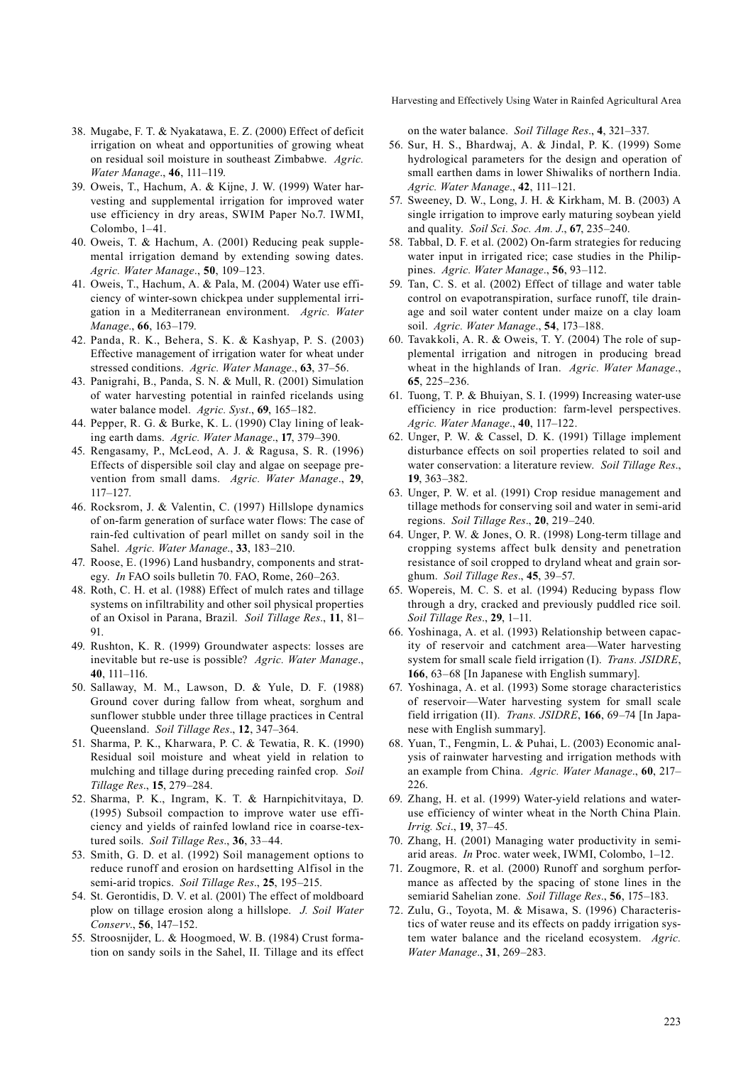38. Mugabe, F. T. & Nyakatawa, E. Z. (2000) Effect of deficit irrigation on wheat and opportunities of growing wheat on residual soil moisture in southeast Zimbabwe. *Agric. Water Manage*., **46**, 111–119.
39. Oweis, T., Hachum, A. & Kijne, J. W. (1999) Water harvesting and supplemental irrigation for improved water use efficiency in dry areas, SWIM Paper No.7. IWMI, Colombo, 1–41.
40. Oweis, T. & Hachum, A. (2001) Reducing peak supplemental irrigation demand by extending sowing dates. *Agric. Water Manage*., **50**, 109–123.
41. Oweis, T., Hachum, A. & Pala, M. (2004) Water use efficiency of winter-sown chickpea under supplemental irrigation in a Mediterranean environment. *Agric. Water Manage*., **66**, 163–179.
42. Panda, R. K., Behera, S. K. & Kashyap, P. S. (2003) Effective management of irrigation water for wheat under stressed conditions. *Agric. Water Manage*., **63**, 37–56.
43. Panigrahi, B., Panda, S. N. & Mull, R. (2001) Simulation of water harvesting potential in rainfed ricelands using water balance model. *Agric. Syst*., **69**, 165–182.
44. Pepper, R. G. & Burke, K. L. (1990) Clay lining of leaking earth dams. *Agric. Water Manage*., **17**, 379–390.
45. Rengasamy, P., McLeod, A. J. & Ragusa, S. R. (1996) Effects of dispersible soil clay and algae on seepage prevention from small dams. *Agric. Water Manage*., **29**, 117–127.
46. Rocksrom, J. & Valentin, C. (1997) Hillslope dynamics of on-farm generation of surface water flows: The case of rain-fed cultivation of pearl millet on sandy soil in the Sahel. *Agric. Water Manage*., **33**, 183–210.
47. Roose, E. (1996) Land husbandry, components and strategy. *In* FAO soils bulletin 70. FAO, Rome, 260–263.
48. Roth, C. H. et al. (1988) Effect of mulch rates and tillage systems on infiltrability and other soil physical properties of an Oxisol in Parana, Brazil. *Soil Tillage Res*., **11**, 81–91.
49. Rushton, K. R. (1999) Groundwater aspects: losses are inevitable but re-use is possible? *Agric. Water Manage*., **40**, 111–116.
50. Sallaway, M. M., Lawson, D. & Yule, D. F. (1988) Ground cover during fallow from wheat, sorghum and sunflower stubble under three tillage practices in Central Queensland. *Soil Tillage Res*., **12**, 347–364.
51. Sharma, P. K., Kharwara, P. C. & Tewatia, R. K. (1990) Residual soil moisture and wheat yield in relation to mulching and tillage during preceding rainfed crop. *Soil Tillage Res*., **15**, 279–284.
52. Sharma, P. K., Ingram, K. T. & Harnpichitvitaya, D. (1995) Subsoil compaction to improve water use efficiency and yields of rainfed lowland rice in coarse-textured soils. *Soil Tillage Res*., **36**, 33–44.
53. Smith, G. D. et al. (1992) Soil management options to reduce runoff and erosion on hardsetting Alfisol in the semi-arid tropics. *Soil Tillage Res*., **25**, 195–215.
54. St. Gerontidis, D. V. et al. (2001) The effect of moldboard plow on tillage erosion along a hillslope. *J. Soil Water Conserv*., **56**, 147–152.
55. Stroosnijder, L. & Hoogmoed, W. B. (1984) Crust formation on sandy soils in the Sahel, II. Tillage and its effect on the water balance. *Soil Tillage Res*., **4**, 321–337.
56. Sur, H. S., Bhardwaj, A. & Jindal, P. K. (1999) Some hydrological parameters for the design and operation of small earthen dams in lower Shiwaliks of northern India. *Agric. Water Manage*., **42**, 111–121.
57. Sweeney, D. W., Long, J. H. & Kirkham, M. B. (2003) A single irrigation to improve early maturing soybean yield and quality. *Soil Sci. Soc. Am. J*., **67**, 235–240.
58. Tabbal, D. F. et al. (2002) On-farm strategies for reducing water input in irrigated rice; case studies in the Philippines. *Agric. Water Manage*., **56**, 93–112.
59. Tan, C. S. et al. (2002) Effect of tillage and water table control on evapotranspiration, surface runoff, tile drainage and soil water content under maize on a clay loam soil. *Agric. Water Manage*., **54**, 173–188.
60. Tavakkoli, A. R. & Oweis, T. Y. (2004) The role of supplemental irrigation and nitrogen in producing bread wheat in the highlands of Iran. *Agric. Water Manage*., **65**, 225–236.
61. Tuong, T. P. & Bhuiyan, S. I. (1999) Increasing water-use efficiency in rice production: farm-level perspectives. *Agric. Water Manage*., **40**, 117–122.
62. Unger, P. W. & Cassel, D. K. (1991) Tillage implement disturbance effects on soil properties related to soil and water conservation: a literature review. *Soil Tillage Res*., **19**, 363–382.
63. Unger, P. W. et al. (1991) Crop residue management and tillage methods for conserving soil and water in semi-arid regions. *Soil Tillage Res*., **20**, 219–240.
64. Unger, P. W. & Jones, O. R. (1998) Long-term tillage and cropping systems affect bulk density and penetration resistance of soil cropped to dryland wheat and grain sorghum. *Soil Tillage Res*., **45**, 39–57.
65. Wopereis, M. C. S. et al. (1994) Reducing bypass flow through a dry, cracked and previously puddled rice soil. *Soil Tillage Res*., **29**, 1–11.
66. Yoshinaga, A. et al. (1993) Relationship between capacity of reservoir and catchment area—Water harvesting system for small scale field irrigation (I). *Trans. JSIDRE*, **166**, 63–68 [In Japanese with English summary].
67. Yoshinaga, A. et al. (1993) Some storage characteristics of reservoir—Water harvesting system for small scale field irrigation (II). *Trans. JSIDRE*, **166**, 69–74 [In Japanese with English summary].
68. Yuan, T., Fengmin, L. & Puhai, L. (2003) Economic analysis of rainwater harvesting and irrigation methods with an example from China. *Agric. Water Manage*., **60**, 217–226.
69. Zhang, H. et al. (1999) Water-yield relations and water-use efficiency of winter wheat in the North China Plain. *Irrig. Sci*., **19**, 37–45.
70. Zhang, H. (2001) Managing water productivity in semi-arid areas. *In* Proc. water week, IWMI, Colombo, 1–12.
71. Zougmore, R. et al. (2000) Runoff and sorghum performance as affected by the spacing of stone lines in the semiarid Sahelian zone. *Soil Tillage Res*., **56**, 175–183.
72. Zulu, G., Toyota, M. & Misawa, S. (1996) Characteristics of water reuse and its effects on paddy irrigation system water balance and the riceland ecosystem. *Agric. Water Manage*., **31**, 269–283.